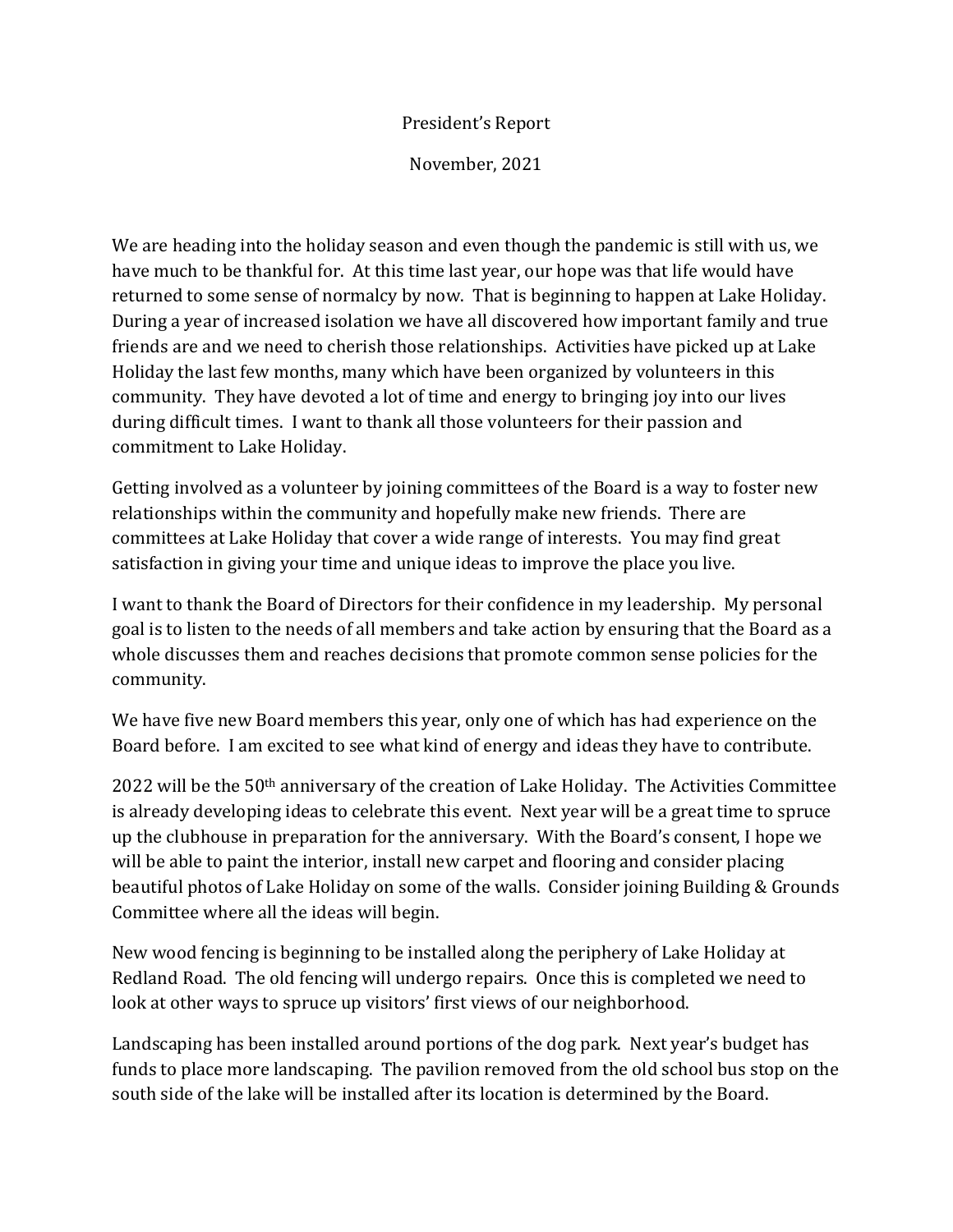# President's Report

November, 2021

We are heading into the holiday season and even though the pandemic is still with us, we have much to be thankful for. At this time last year, our hope was that life would have returned to some sense of normalcy by now. That is beginning to happen at Lake Holiday. During a year of increased isolation we have all discovered how important family and true friends are and we need to cherish those relationships. Activities have picked up at Lake Holiday the last few months, many which have been organized by volunteers in this community. They have devoted a lot of time and energy to bringing joy into our lives during difficult times. I want to thank all those volunteers for their passion and commitment to Lake Holiday.

Getting involved as a volunteer by joining committees of the Board is a way to foster new relationships within the community and hopefully make new friends. There are committees at Lake Holiday that cover a wide range of interests. You may find great satisfaction in giving your time and unique ideas to improve the place you live.

I want to thank the Board of Directors for their confidence in my leadership. My personal goal is to listen to the needs of all members and take action by ensuring that the Board as a whole discusses them and reaches decisions that promote common sense policies for the community.

We have five new Board members this year, only one of which has had experience on the Board before. I am excited to see what kind of energy and ideas they have to contribute.

2022 will be the 50th anniversary of the creation of Lake Holiday. The Activities Committee is already developing ideas to celebrate this event. Next year will be a great time to spruce up the clubhouse in preparation for the anniversary. With the Board's consent, I hope we will be able to paint the interior, install new carpet and flooring and consider placing beautiful photos of Lake Holiday on some of the walls. Consider joining Building & Grounds Committee where all the ideas will begin.

New wood fencing is beginning to be installed along the periphery of Lake Holiday at Redland Road. The old fencing will undergo repairs. Once this is completed we need to look at other ways to spruce up visitors' first views of our neighborhood.

Landscaping has been installed around portions of the dog park. Next year's budget has funds to place more landscaping. The pavilion removed from the old school bus stop on the south side of the lake will be installed after its location is determined by the Board.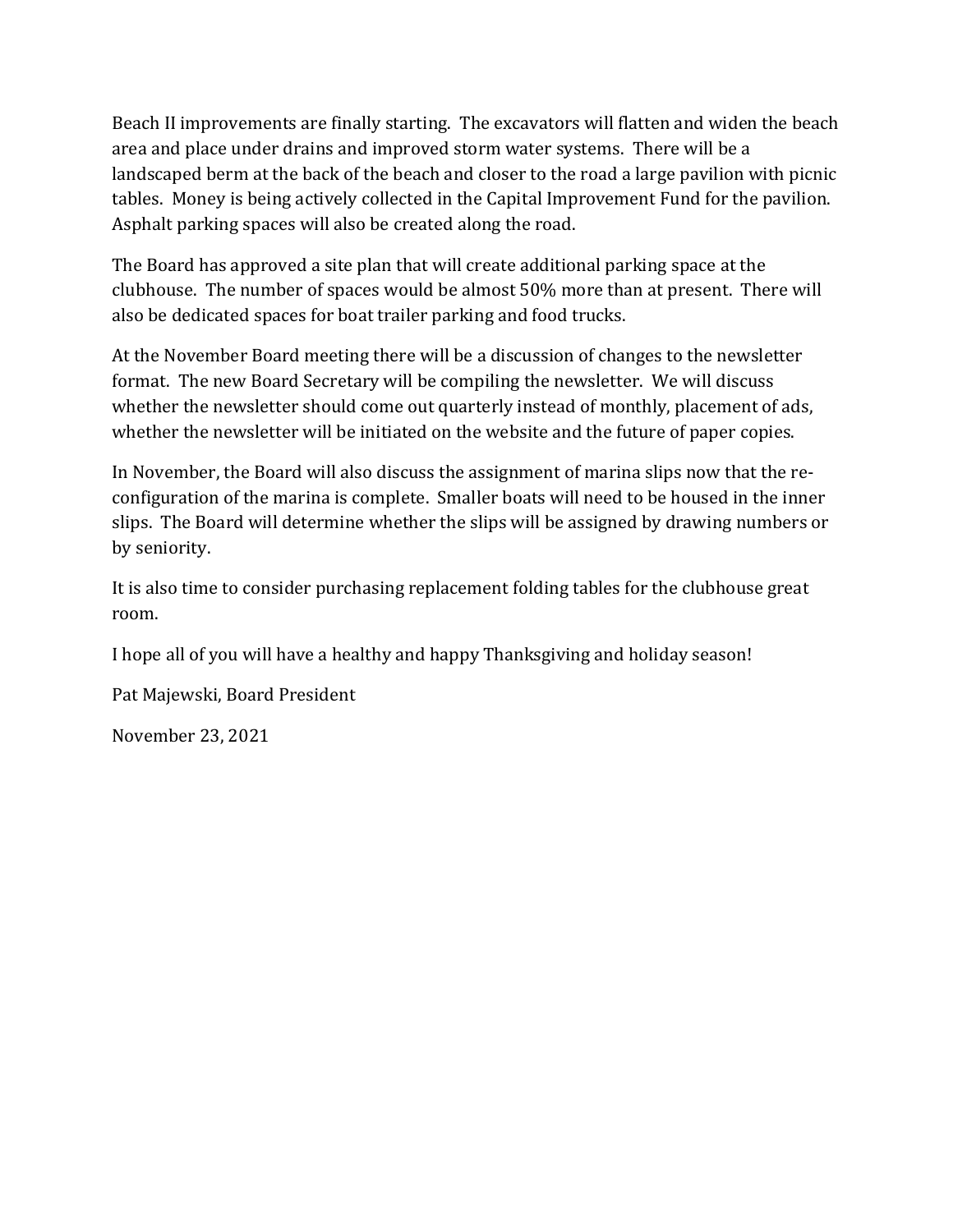Beach II improvements are finally starting. The excavators will flatten and widen the beach area and place under drains and improved storm water systems. There will be a landscaped berm at the back of the beach and closer to the road a large pavilion with picnic tables. Money is being actively collected in the Capital Improvement Fund for the pavilion. Asphalt parking spaces will also be created along the road.

The Board has approved a site plan that will create additional parking space at the clubhouse. The number of spaces would be almost 50% more than at present. There will also be dedicated spaces for boat trailer parking and food trucks.

At the November Board meeting there will be a discussion of changes to the newsletter format. The new Board Secretary will be compiling the newsletter. We will discuss whether the newsletter should come out quarterly instead of monthly, placement of ads, whether the newsletter will be initiated on the website and the future of paper copies.

In November, the Board will also discuss the assignment of marina slips now that the re-configuration of the marina is complete. Smaller boats will need to be housed in the inner slips. The Board will determine whether the slips will be assigned by drawing numbers or by seniority.

It is also time to consider purchasing replacement folding tables for the clubhouse great room.

I hope all of you will have a healthy and happy Thanksgiving and holiday season!

Pat Majewski, Board President

November 23, 2021